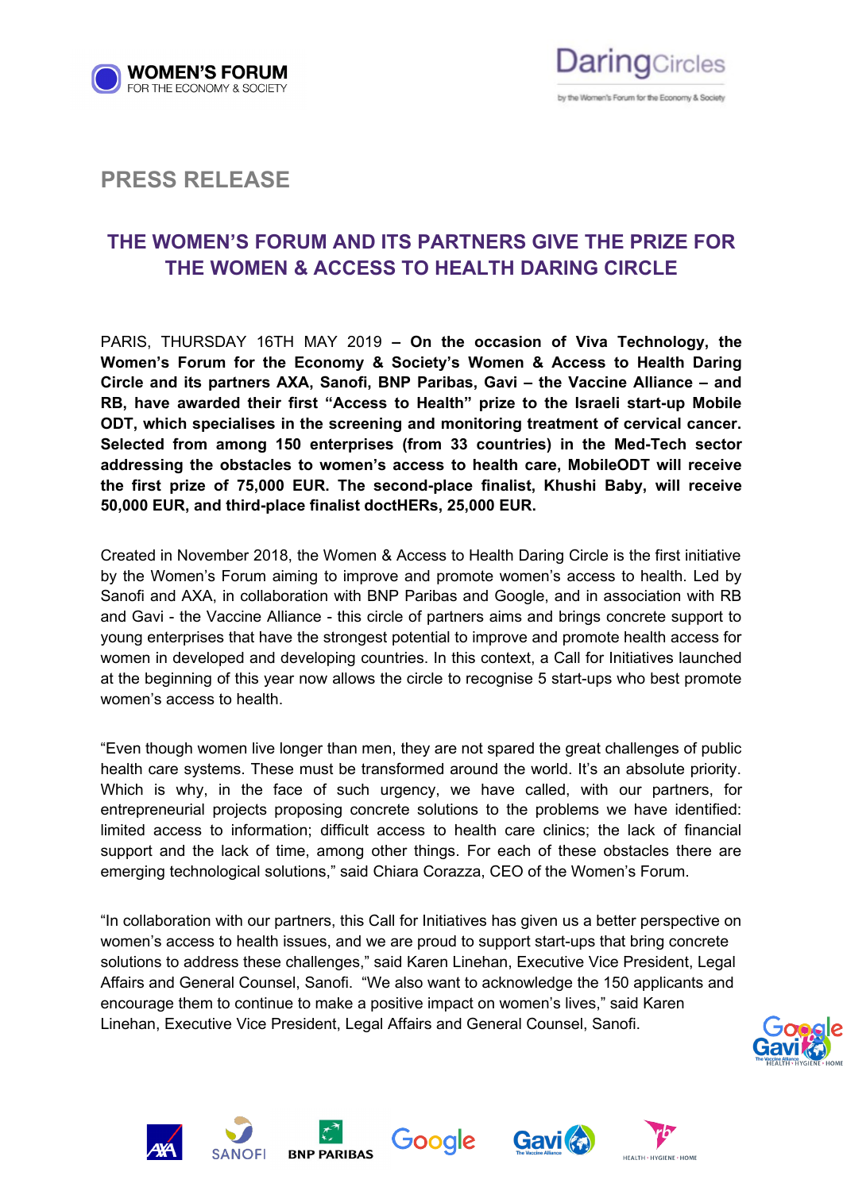WOMEN'S FORUM
FOR THE ECONOMY & SOCIETY

DaringCircles
by the Women's Forum for the Economy & Society

## PRESS RELEASE

# THE WOMEN'S FORUM AND ITS PARTNERS GIVE THE PRIZE FOR THE WOMEN & ACCESS TO HEALTH DARING CIRCLE

PARIS, THURSDAY 16TH MAY 2019 – **On the occasion of Viva Technology, the Women's Forum for the Economy & Society's Women & Access to Health Daring Circle and its partners AXA, Sanofi, BNP Paribas, Gavi – the Vaccine Alliance – and RB, have awarded their first "Access to Health" prize to the Israeli start-up Mobile ODT, which specialises in the screening and monitoring treatment of cervical cancer. Selected from among 150 enterprises (from 33 countries) in the Med-Tech sector addressing the obstacles to women's access to health care, MobileODT will receive the first prize of 75,000 EUR. The second-place finalist, Khushi Baby, will receive 50,000 EUR, and third-place finalist doctHERs, 25,000 EUR.**

Created in November 2018, the Women & Access to Health Daring Circle is the first initiative by the Women's Forum aiming to improve and promote women's access to health. Led by Sanofi and AXA, in collaboration with BNP Paribas and Google, and in association with RB and Gavi - the Vaccine Alliance - this circle of partners aims and brings concrete support to young enterprises that have the strongest potential to improve and promote health access for women in developed and developing countries. In this context, a Call for Initiatives launched at the beginning of this year now allows the circle to recognise 5 start-ups who best promote women's access to health.

"Even though women live longer than men, they are not spared the great challenges of public health care systems. These must be transformed around the world. It's an absolute priority. Which is why, in the face of such urgency, we have called, with our partners, for entrepreneurial projects proposing concrete solutions to the problems we have identified: limited access to information; difficult access to health care clinics; the lack of financial support and the lack of time, among other things. For each of these obstacles there are emerging technological solutions," said Chiara Corazza, CEO of the Women's Forum.

"In collaboration with our partners, this Call for Initiatives has given us a better perspective on women's access to health issues, and we are proud to support start-ups that bring concrete solutions to address these challenges," said Karen Linehan, Executive Vice President, Legal Affairs and General Counsel, Sanofi. "We also want to acknowledge the 150 applicants and encourage them to continue to make a positive impact on women's lives," said Karen Linehan, Executive Vice President, Legal Affairs and General Counsel, Sanofi.

AXA | SANOFI | BNP PARIBAS | Google | Gavi The Vaccine Alliance | rb HEALTH · HYGIENE · HOME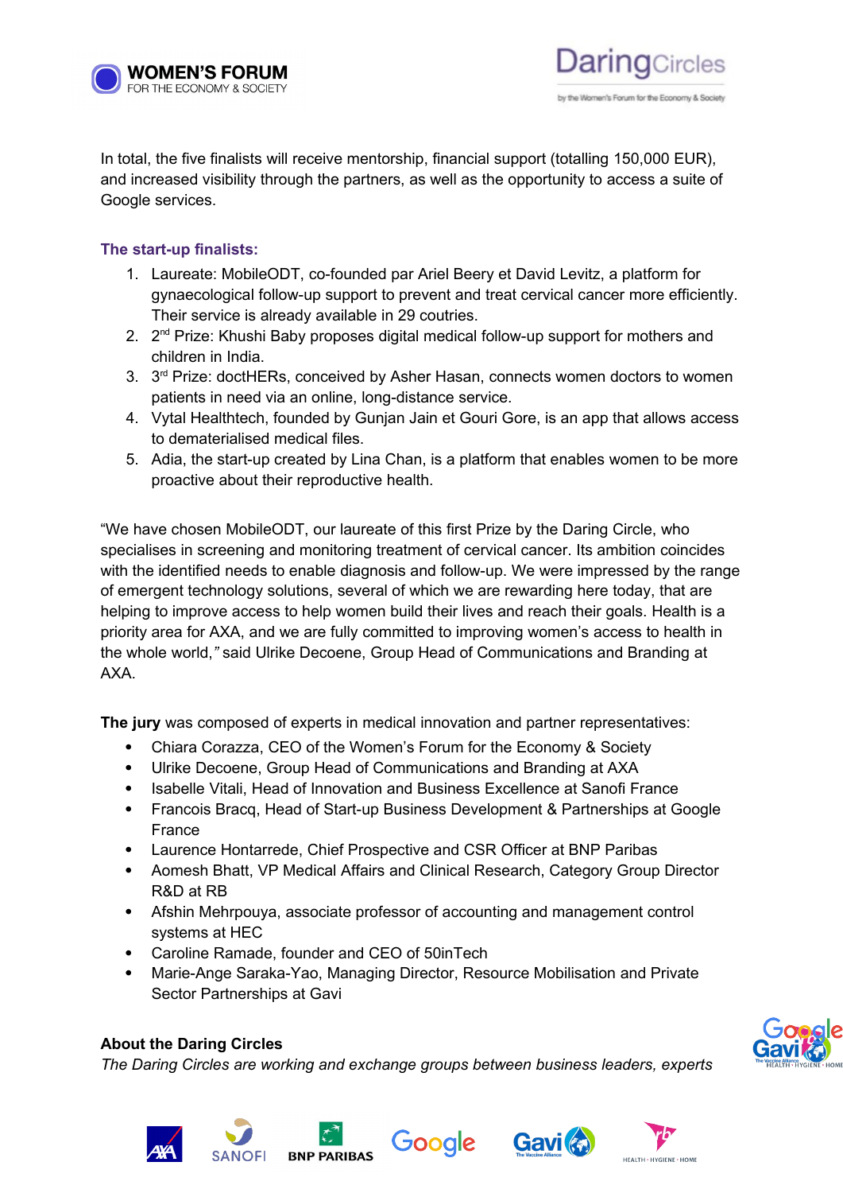In total, the five finalists will receive mentorship, financial support (totalling 150,000 EUR), and increased visibility through the partners, as well as the opportunity to access a suite of Google services.

**The start-up finalists:**

1. Laureate: MobileODT, co-founded par Ariel Beery et David Levitz, a platform for gynaecological follow-up support to prevent and treat cervical cancer more efficiently. Their service is already available in 29 coutries.
2. 2nd Prize: Khushi Baby proposes digital medical follow-up support for mothers and children in India.
3. 3rd Prize: doctHERs, conceived by Asher Hasan, connects women doctors to women patients in need via an online, long-distance service.
4. Vytal Healthtech, founded by Gunjan Jain et Gouri Gore, is an app that allows access to dematerialised medical files.
5. Adia, the start-up created by Lina Chan, is a platform that enables women to be more proactive about their reproductive health.

"We have chosen MobileODT, our laureate of this first Prize by the Daring Circle, who specialises in screening and monitoring treatment of cervical cancer. Its ambition coincides with the identified needs to enable diagnosis and follow-up. We were impressed by the range of emergent technology solutions, several of which we are rewarding here today, that are helping to improve access to help women build their lives and reach their goals. Health is a priority area for AXA, and we are fully committed to improving women's access to health in the whole world,*"* said Ulrike Decoene, Group Head of Communications and Branding at AXA.

**The jury** was composed of experts in medical innovation and partner representatives:

- Chiara Corazza, CEO of the Women's Forum for the Economy & Society
- Ulrike Decoene, Group Head of Communications and Branding at AXA
- Isabelle Vitali, Head of Innovation and Business Excellence at Sanofi France
- Francois Bracq, Head of Start-up Business Development & Partnerships at Google France
- Laurence Hontarrede, Chief Prospective and CSR Officer at BNP Paribas
- Aomesh Bhatt, VP Medical Affairs and Clinical Research, Category Group Director R&D at RB
- Afshin Mehrpouya, associate professor of accounting and management control systems at HEC
- Caroline Ramade, founder and CEO of 50inTech
- Marie-Ange Saraka-Yao, Managing Director, Resource Mobilisation and Private Sector Partnerships at Gavi

**About the Daring Circles**

*The Daring Circles are working and exchange groups between business leaders, experts*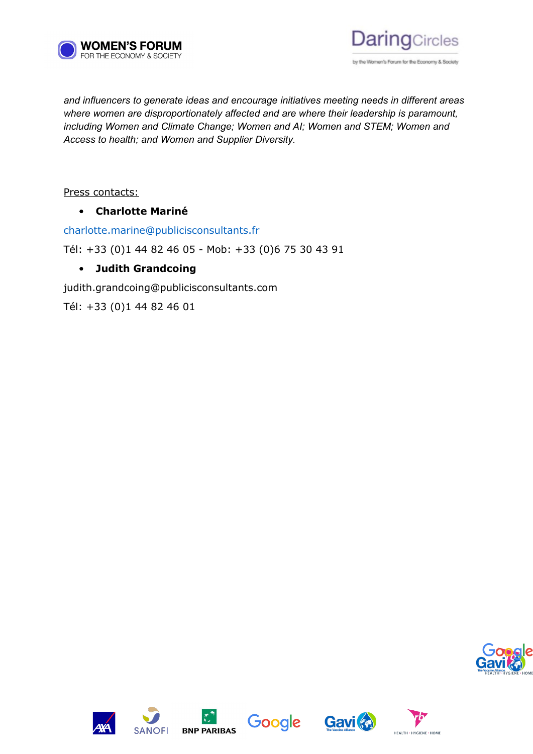*and influencers to generate ideas and encourage initiatives meeting needs in different areas where women are disproportionately affected and are where their leadership is paramount, including Women and Climate Change; Women and AI; Women and STEM; Women and Access to health; and Women and Supplier Diversity.*

Press contacts:

- **Charlotte Mariné**

charlotte.marine@publicisconsultants.fr

Tél: +33 (0)1 44 82 46 05 - Mob: +33 (0)6 75 30 43 91

- **Judith Grandcoing**

judith.grandcoing@publicisconsultants.com

Tél: +33 (0)1 44 82 46 01